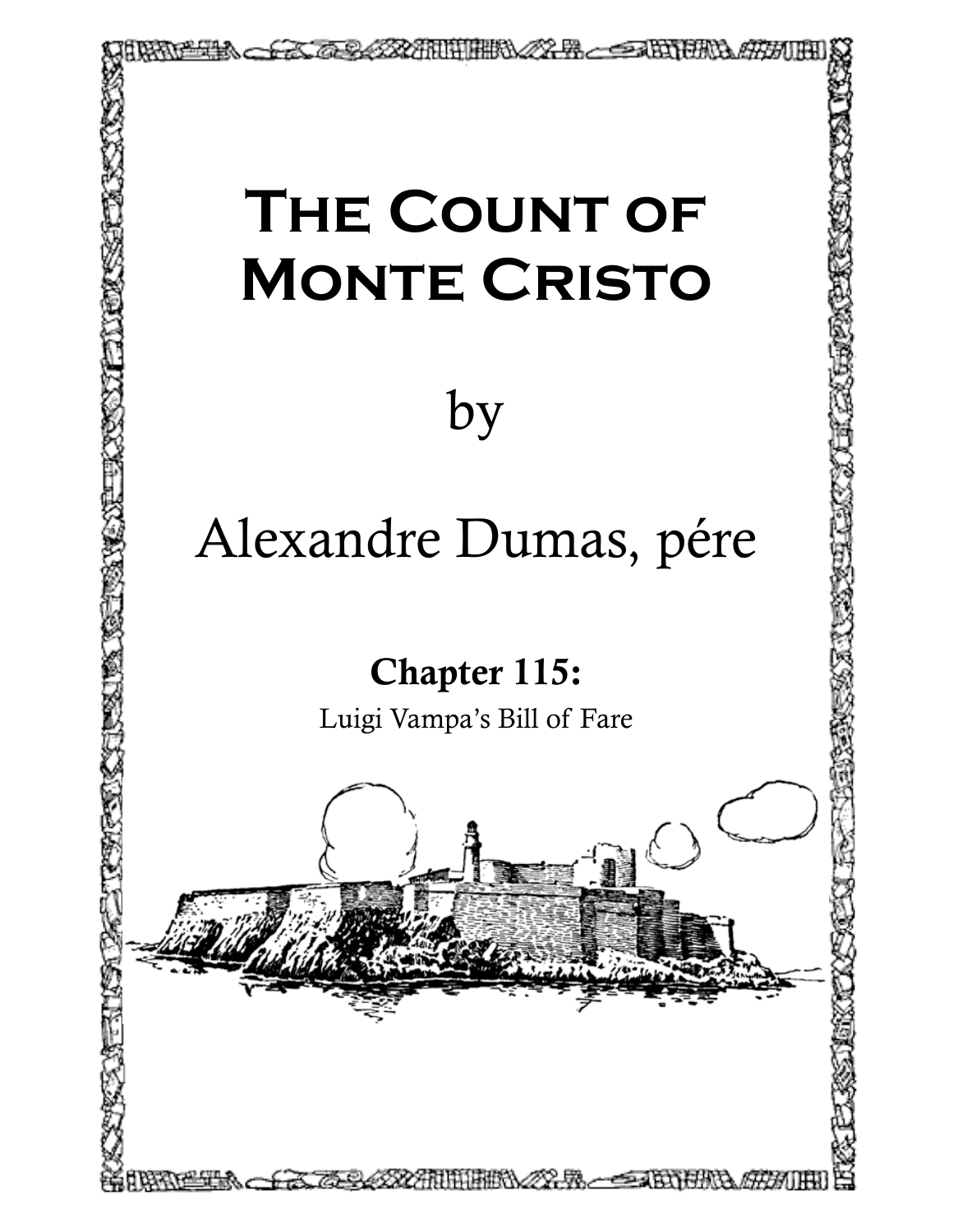# The Count of Monte Cristo

by

Alexandre Dumas, pére

## Chapter 115:

Luigi Vampa's Bill of Fare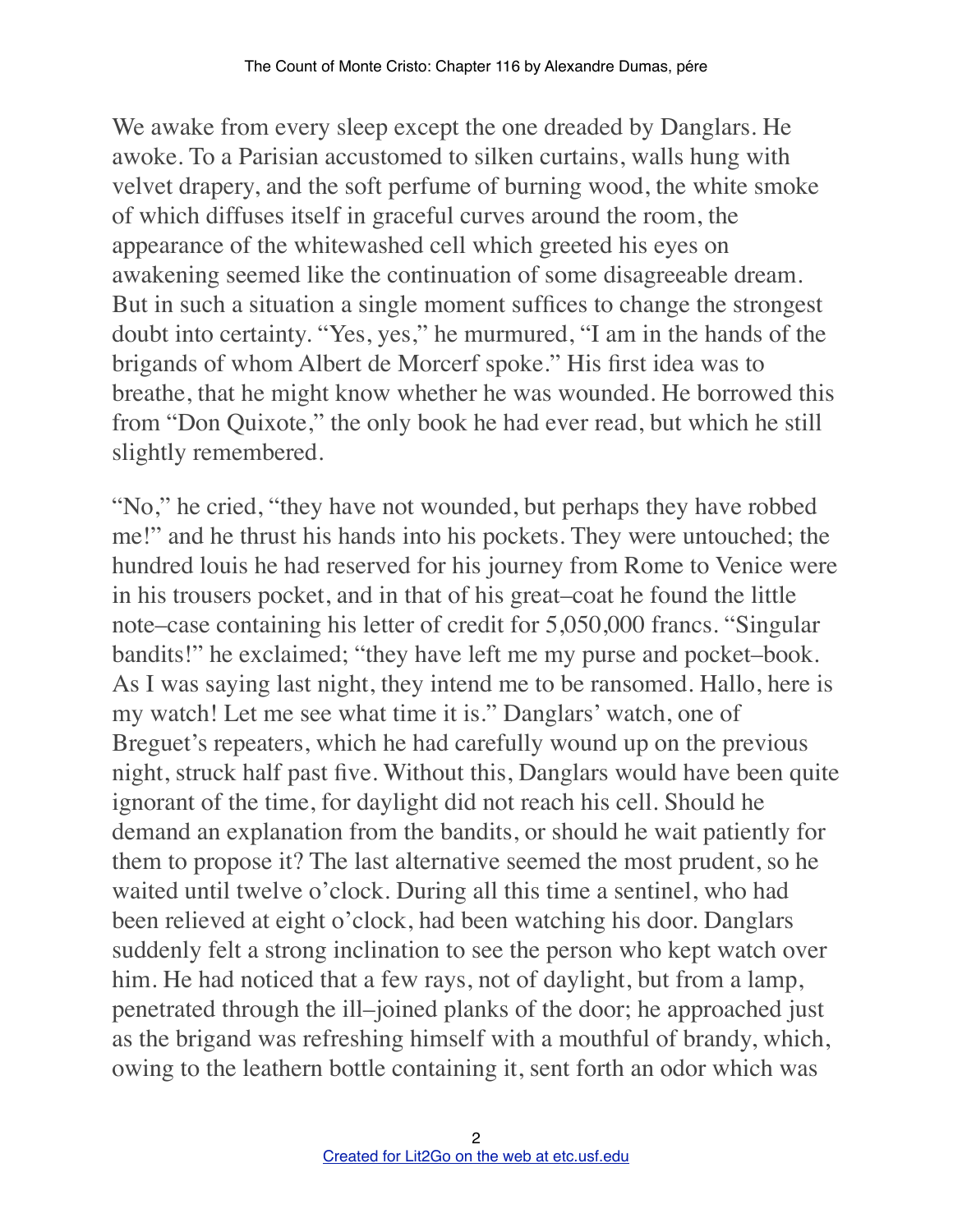We awake from every sleep except the one dreaded by Danglars. He awoke. To a Parisian accustomed to silken curtains, walls hung with velvet drapery, and the soft perfume of burning wood, the white smoke of which diffuses itself in graceful curves around the room, the appearance of the whitewashed cell which greeted his eyes on awakening seemed like the continuation of some disagreeable dream. But in such a situation a single moment suffices to change the strongest doubt into certainty. "Yes, yes," he murmured, "I am in the hands of the brigands of whom Albert de Morcerf spoke." His first idea was to breathe, that he might know whether he was wounded. He borrowed this from "Don Quixote," the only book he had ever read, but which he still slightly remembered.

"No," he cried, "they have not wounded, but perhaps they have robbed me!" and he thrust his hands into his pockets. They were untouched; the hundred louis he had reserved for his journey from Rome to Venice were in his trousers pocket, and in that of his great–coat he found the little note–case containing his letter of credit for 5,050,000 francs. "Singular bandits!" he exclaimed; "they have left me my purse and pocket–book. As I was saying last night, they intend me to be ransomed. Hallo, here is my watch! Let me see what time it is." Danglars' watch, one of Breguet's repeaters, which he had carefully wound up on the previous night, struck half past five. Without this, Danglars would have been quite ignorant of the time, for daylight did not reach his cell. Should he demand an explanation from the bandits, or should he wait patiently for them to propose it? The last alternative seemed the most prudent, so he waited until twelve o'clock. During all this time a sentinel, who had been relieved at eight o'clock, had been watching his door. Danglars suddenly felt a strong inclination to see the person who kept watch over him. He had noticed that a few rays, not of daylight, but from a lamp, penetrated through the ill–joined planks of the door; he approached just as the brigand was refreshing himself with a mouthful of brandy, which, owing to the leathern bottle containing it, sent forth an odor which was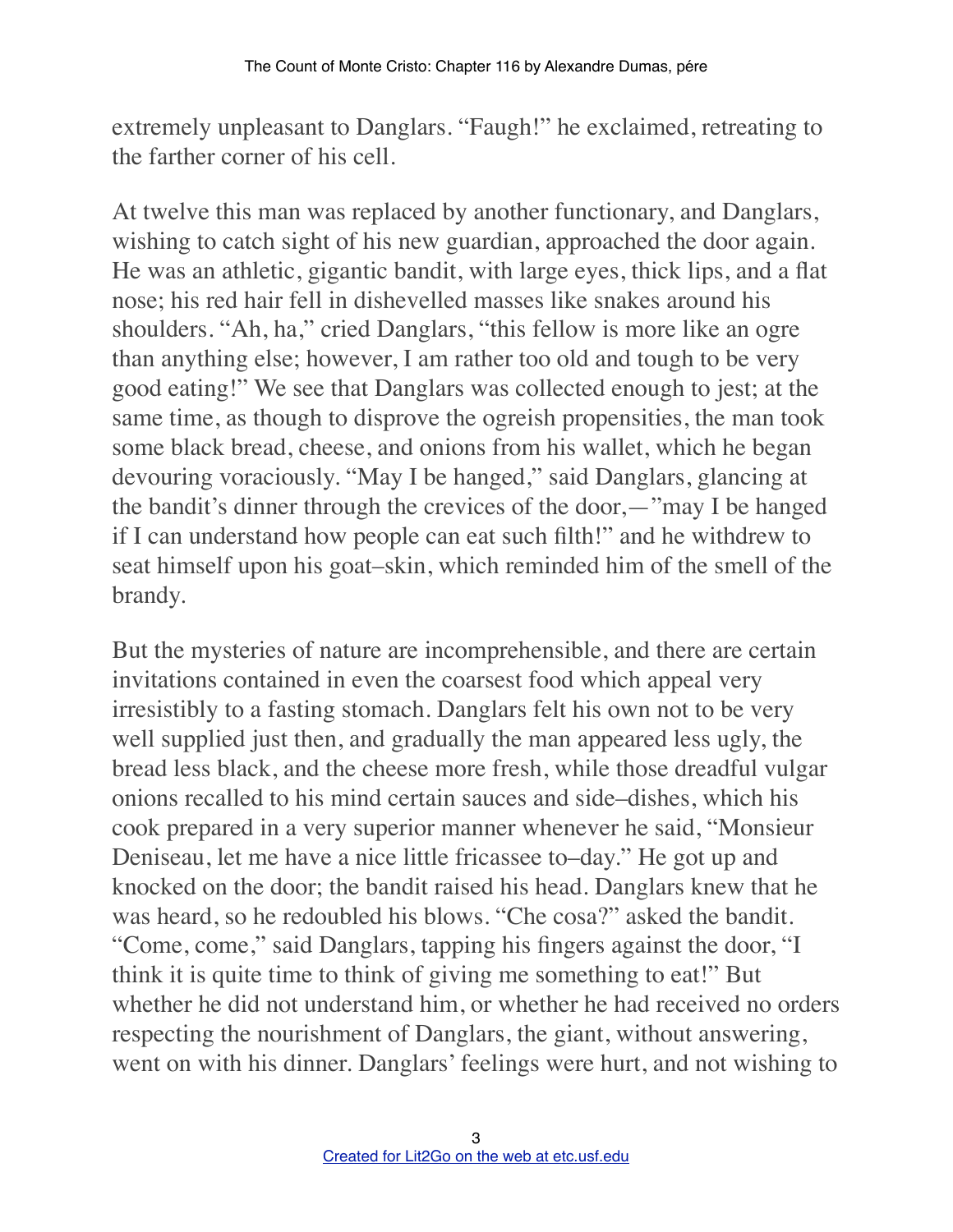extremely unpleasant to Danglars. "Faugh!" he exclaimed, retreating to the farther corner of his cell.

At twelve this man was replaced by another functionary, and Danglars, wishing to catch sight of his new guardian, approached the door again. He was an athletic, gigantic bandit, with large eyes, thick lips, and a flat nose; his red hair fell in dishevelled masses like snakes around his shoulders. "Ah, ha," cried Danglars, "this fellow is more like an ogre than anything else; however, I am rather too old and tough to be very good eating!" We see that Danglars was collected enough to jest; at the same time, as though to disprove the ogreish propensities, the man took some black bread, cheese, and onions from his wallet, which he began devouring voraciously. "May I be hanged," said Danglars, glancing at the bandit's dinner through the crevices of the door,—"may I be hanged if I can understand how people can eat such filth!" and he withdrew to seat himself upon his goat–skin, which reminded him of the smell of the brandy.

But the mysteries of nature are incomprehensible, and there are certain invitations contained in even the coarsest food which appeal very irresistibly to a fasting stomach. Danglars felt his own not to be very well supplied just then, and gradually the man appeared less ugly, the bread less black, and the cheese more fresh, while those dreadful vulgar onions recalled to his mind certain sauces and side–dishes, which his cook prepared in a very superior manner whenever he said, "Monsieur Deniseau, let me have a nice little fricassee to–day." He got up and knocked on the door; the bandit raised his head. Danglars knew that he was heard, so he redoubled his blows. "Che cosa?" asked the bandit. "Come, come," said Danglars, tapping his fingers against the door, "I think it is quite time to think of giving me something to eat!" But whether he did not understand him, or whether he had received no orders respecting the nourishment of Danglars, the giant, without answering, went on with his dinner. Danglars' feelings were hurt, and not wishing to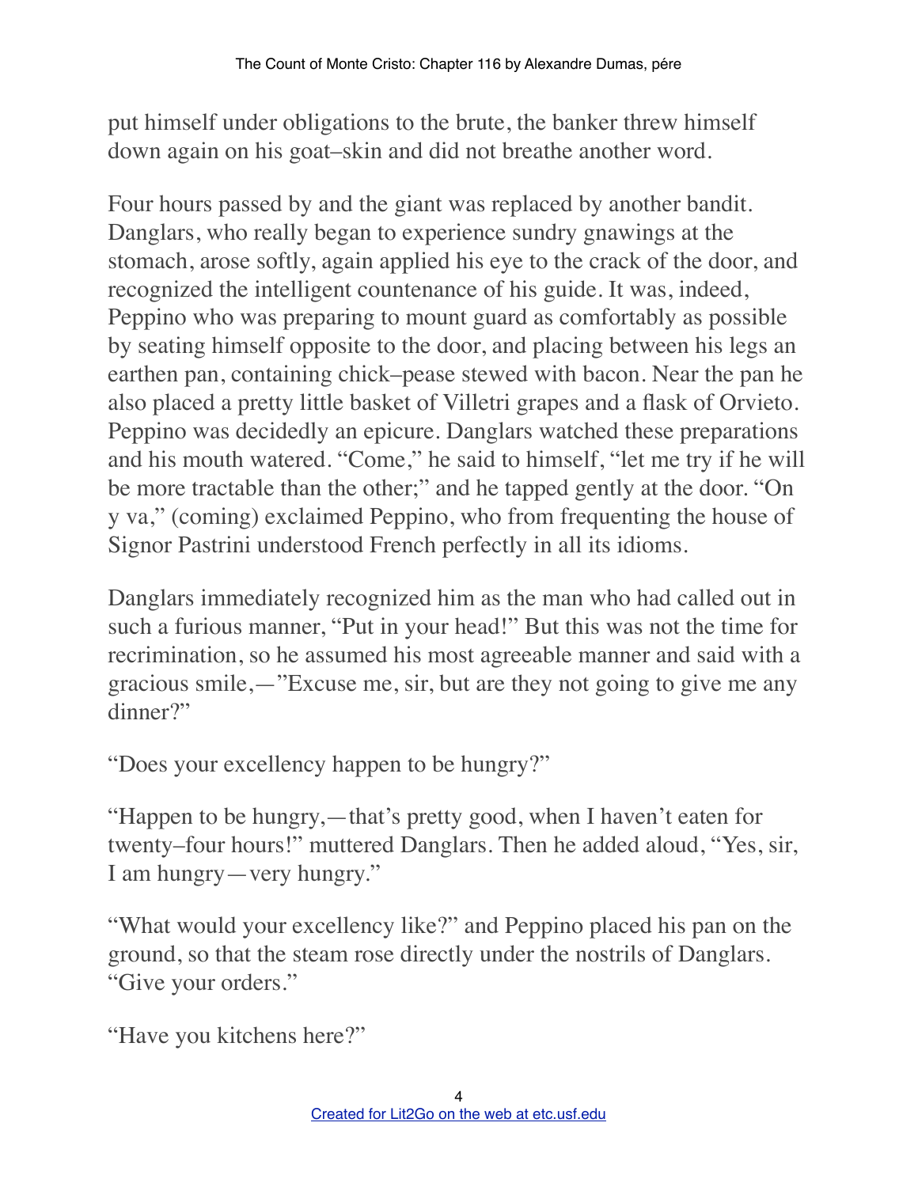put himself under obligations to the brute, the banker threw himself down again on his goat–skin and did not breathe another word.

Four hours passed by and the giant was replaced by another bandit. Danglars, who really began to experience sundry gnawings at the stomach, arose softly, again applied his eye to the crack of the door, and recognized the intelligent countenance of his guide. It was, indeed, Peppino who was preparing to mount guard as comfortably as possible by seating himself opposite to the door, and placing between his legs an earthen pan, containing chick–pease stewed with bacon. Near the pan he also placed a pretty little basket of Villetri grapes and a flask of Orvieto. Peppino was decidedly an epicure. Danglars watched these preparations and his mouth watered. "Come," he said to himself, "let me try if he will be more tractable than the other;" and he tapped gently at the door. "On y va," (coming) exclaimed Peppino, who from frequenting the house of Signor Pastrini understood French perfectly in all its idioms.

Danglars immediately recognized him as the man who had called out in such a furious manner, "Put in your head!" But this was not the time for recrimination, so he assumed his most agreeable manner and said with a gracious smile,—"Excuse me, sir, but are they not going to give me any dinner?"

"Does your excellency happen to be hungry?"

"Happen to be hungry,—that's pretty good, when I haven't eaten for twenty–four hours!" muttered Danglars. Then he added aloud, "Yes, sir, I am hungry—very hungry."

"What would your excellency like?" and Peppino placed his pan on the ground, so that the steam rose directly under the nostrils of Danglars. "Give your orders."

"Have you kitchens here?"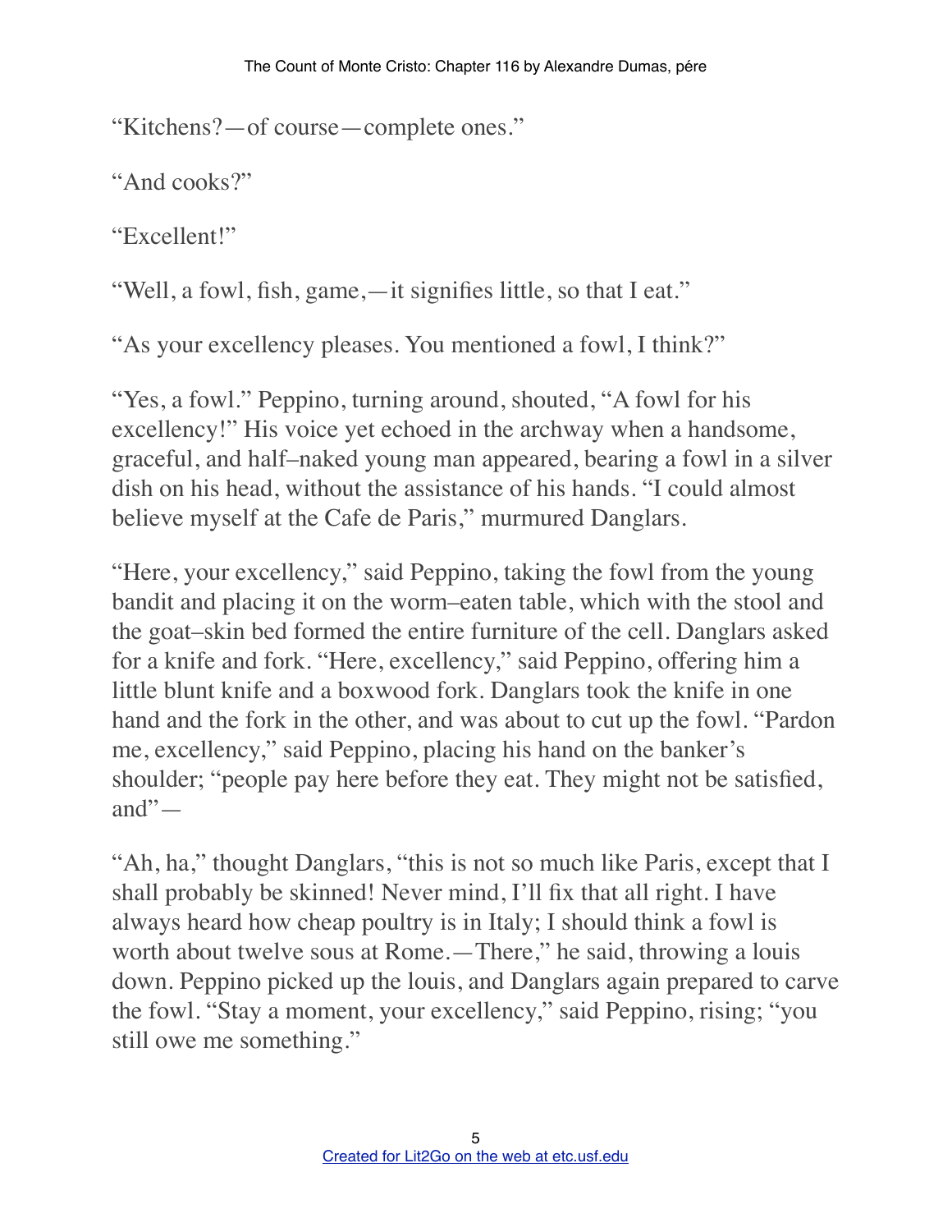"Kitchens?—of course—complete ones."

"And cooks?"

"Excellent!"

"Well, a fowl, fish, game,—it signifies little, so that I eat."

"As your excellency pleases. You mentioned a fowl, I think?"

"Yes, a fowl." Peppino, turning around, shouted, "A fowl for his excellency!" His voice yet echoed in the archway when a handsome, graceful, and half–naked young man appeared, bearing a fowl in a silver dish on his head, without the assistance of his hands. "I could almost believe myself at the Cafe de Paris," murmured Danglars.

"Here, your excellency," said Peppino, taking the fowl from the young bandit and placing it on the worm–eaten table, which with the stool and the goat–skin bed formed the entire furniture of the cell. Danglars asked for a knife and fork. "Here, excellency," said Peppino, offering him a little blunt knife and a boxwood fork. Danglars took the knife in one hand and the fork in the other, and was about to cut up the fowl. "Pardon me, excellency," said Peppino, placing his hand on the banker's shoulder; "people pay here before they eat. They might not be satisfied, and"—

"Ah, ha," thought Danglars, "this is not so much like Paris, except that I shall probably be skinned! Never mind, I'll fix that all right. I have always heard how cheap poultry is in Italy; I should think a fowl is worth about twelve sous at Rome.—There," he said, throwing a louis down. Peppino picked up the louis, and Danglars again prepared to carve the fowl. "Stay a moment, your excellency," said Peppino, rising; "you still owe me something."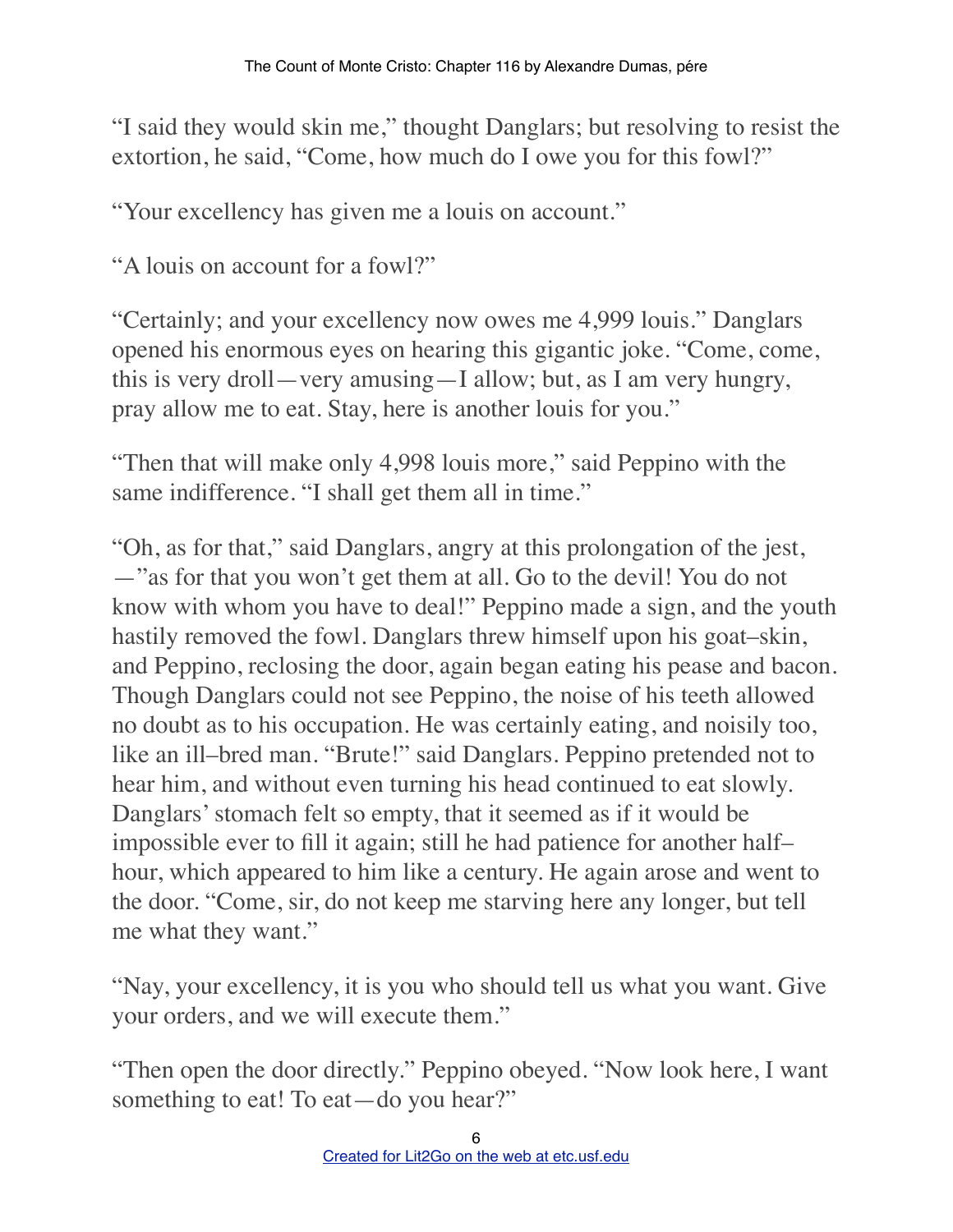"I said they would skin me," thought Danglars; but resolving to resist the extortion, he said, "Come, how much do I owe you for this fowl?"

"Your excellency has given me a louis on account."

"A louis on account for a fowl?"

"Certainly; and your excellency now owes me 4,999 louis." Danglars opened his enormous eyes on hearing this gigantic joke. "Come, come, this is very droll—very amusing—I allow; but, as I am very hungry, pray allow me to eat. Stay, here is another louis for you."

"Then that will make only 4,998 louis more," said Peppino with the same indifference. "I shall get them all in time."

"Oh, as for that," said Danglars, angry at this prolongation of the jest, —"as for that you won't get them at all. Go to the devil! You do not know with whom you have to deal!" Peppino made a sign, and the youth hastily removed the fowl. Danglars threw himself upon his goat–skin, and Peppino, reclosing the door, again began eating his pease and bacon. Though Danglars could not see Peppino, the noise of his teeth allowed no doubt as to his occupation. He was certainly eating, and noisily too, like an ill–bred man. "Brute!" said Danglars. Peppino pretended not to hear him, and without even turning his head continued to eat slowly. Danglars' stomach felt so empty, that it seemed as if it would be impossible ever to fill it again; still he had patience for another half–hour, which appeared to him like a century. He again arose and went to the door. "Come, sir, do not keep me starving here any longer, but tell me what they want."

"Nay, your excellency, it is you who should tell us what you want. Give your orders, and we will execute them."

"Then open the door directly." Peppino obeyed. "Now look here, I want something to eat! To eat—do you hear?"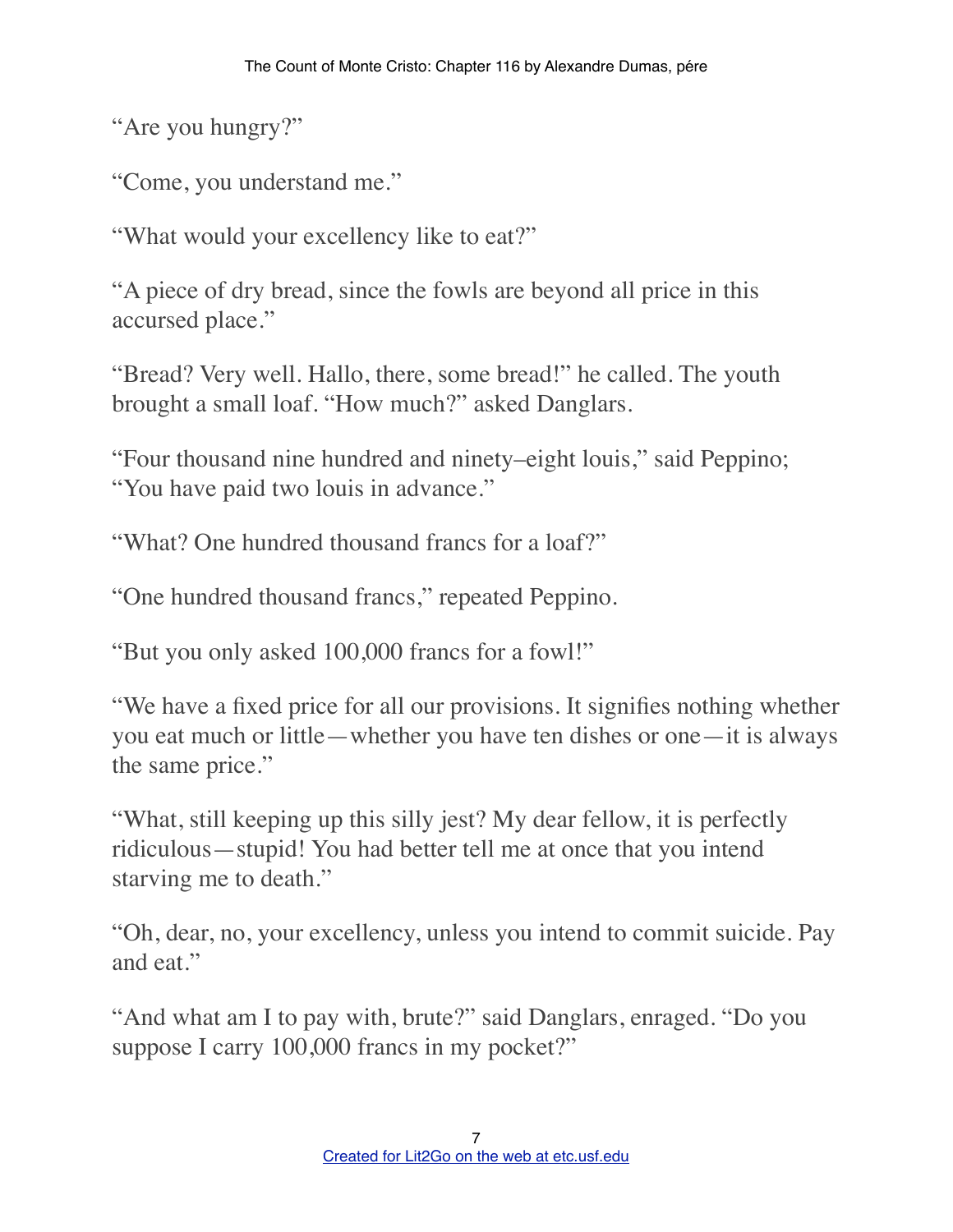"Are you hungry?"

"Come, you understand me."

"What would your excellency like to eat?"

"A piece of dry bread, since the fowls are beyond all price in this accursed place."

"Bread? Very well. Hallo, there, some bread!" he called. The youth brought a small loaf. "How much?" asked Danglars.

"Four thousand nine hundred and ninety–eight louis," said Peppino; "You have paid two louis in advance."

"What? One hundred thousand francs for a loaf?"

"One hundred thousand francs," repeated Peppino.

"But you only asked 100,000 francs for a fowl!"

"We have a fixed price for all our provisions. It signifies nothing whether you eat much or little—whether you have ten dishes or one—it is always the same price."

"What, still keeping up this silly jest? My dear fellow, it is perfectly ridiculous—stupid! You had better tell me at once that you intend starving me to death."

"Oh, dear, no, your excellency, unless you intend to commit suicide. Pay and eat."

"And what am I to pay with, brute?" said Danglars, enraged. "Do you suppose I carry 100,000 francs in my pocket?"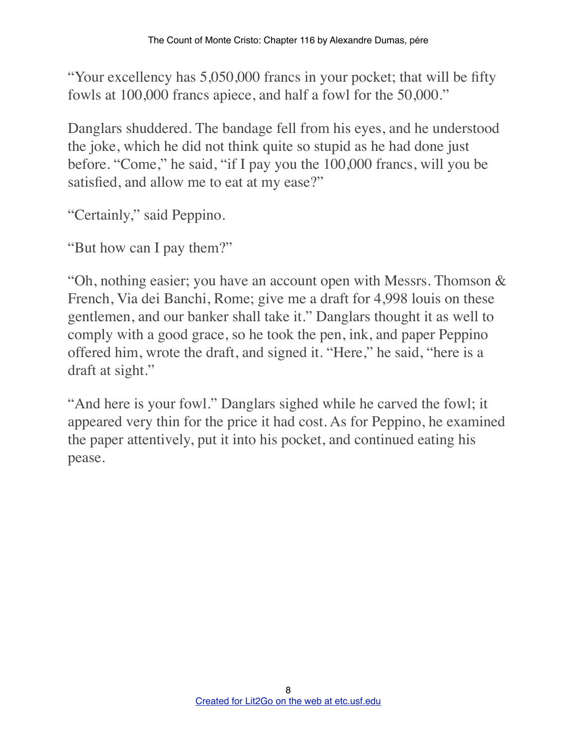"Your excellency has 5,050,000 francs in your pocket; that will be fifty fowls at 100,000 francs apiece, and half a fowl for the 50,000."

Danglars shuddered. The bandage fell from his eyes, and he understood the joke, which he did not think quite so stupid as he had done just before. "Come," he said, "if I pay you the 100,000 francs, will you be satisfied, and allow me to eat at my ease?"

"Certainly," said Peppino.

"But how can I pay them?"

"Oh, nothing easier; you have an account open with Messrs. Thomson & French, Via dei Banchi, Rome; give me a draft for 4,998 louis on these gentlemen, and our banker shall take it." Danglars thought it as well to comply with a good grace, so he took the pen, ink, and paper Peppino offered him, wrote the draft, and signed it. "Here," he said, "here is a draft at sight."

"And here is your fowl." Danglars sighed while he carved the fowl; it appeared very thin for the price it had cost. As for Peppino, he examined the paper attentively, put it into his pocket, and continued eating his pease.